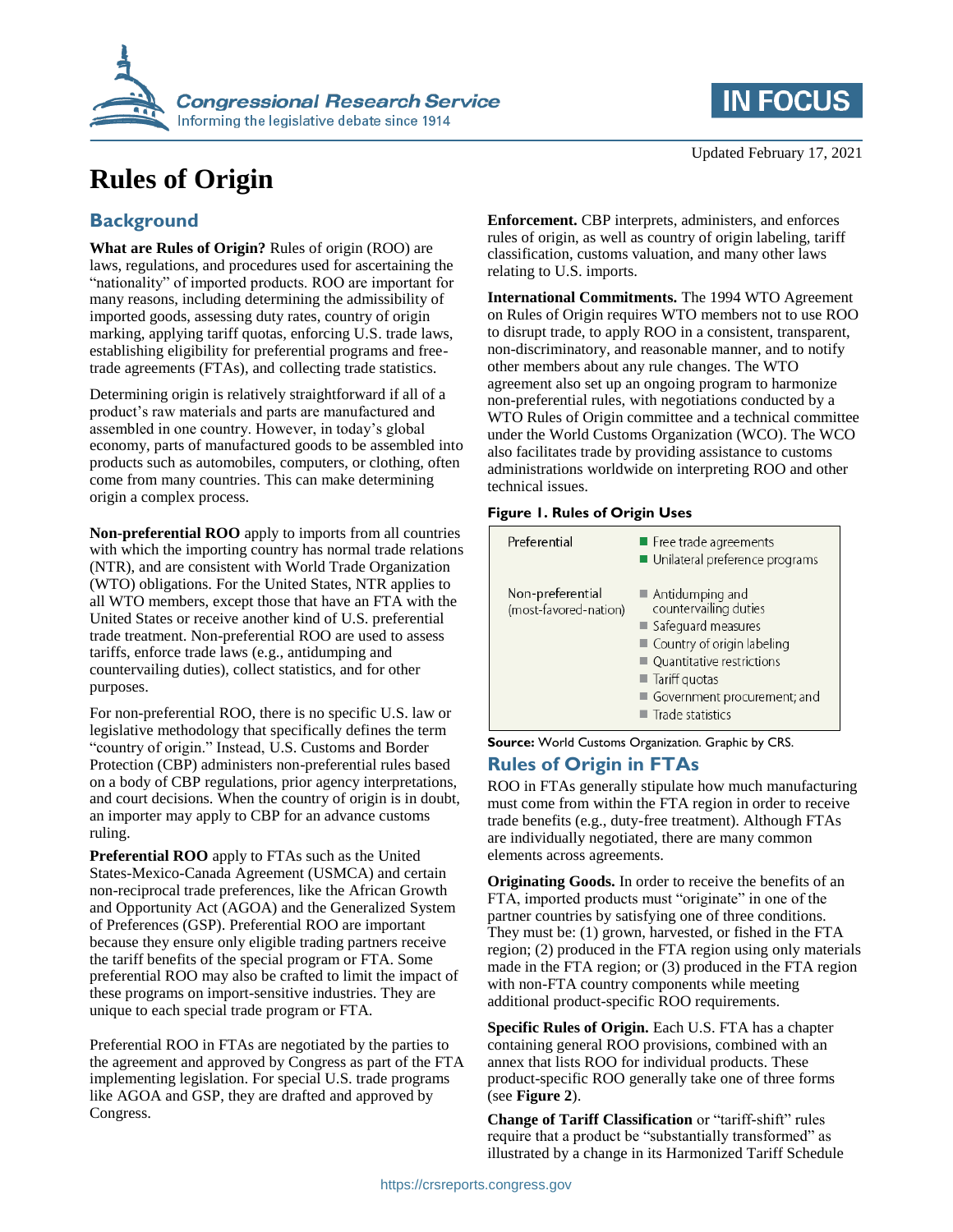# Rules of Origin

Updated February 17, 2021

## Background

**What are Rules of Origin?** Rules of origin (ROO) are laws, regulations, and procedures used for ascertaining the "nationality" of imported products. ROO are important for many reasons, including determining the admissibility of imported goods, assessing duty rates, country of origin marking, applying tariff quotas, enforcing U.S. trade laws, establishing eligibility for preferential programs and free-trade agreements (FTAs), and collecting trade statistics.

Determining origin is relatively straightforward if all of a product's raw materials and parts are manufactured and assembled in one country. However, in today's global economy, parts of manufactured goods to be assembled into products such as automobiles, computers, or clothing, often come from many countries. This can make determining origin a complex process.

**Non-preferential ROO** apply to imports from all countries with which the importing country has normal trade relations (NTR), and are consistent with World Trade Organization (WTO) obligations. For the United States, NTR applies to all WTO members, except those that have an FTA with the United States or receive another kind of U.S. preferential trade treatment. Non-preferential ROO are used to assess tariffs, enforce trade laws (e.g., antidumping and countervailing duties), collect statistics, and for other purposes.

For non-preferential ROO, there is no specific U.S. law or legislative methodology that specifically defines the term "country of origin." Instead, U.S. Customs and Border Protection (CBP) administers non-preferential rules based on a body of CBP regulations, prior agency interpretations, and court decisions. When the country of origin is in doubt, an importer may apply to CBP for an advance customs ruling.

**Preferential ROO** apply to FTAs such as the United States-Mexico-Canada Agreement (USMCA) and certain non-reciprocal trade preferences, like the African Growth and Opportunity Act (AGOA) and the Generalized System of Preferences (GSP). Preferential ROO are important because they ensure only eligible trading partners receive the tariff benefits of the special program or FTA. Some preferential ROO may also be crafted to limit the impact of these programs on import-sensitive industries. They are unique to each special trade program or FTA.

Preferential ROO in FTAs are negotiated by the parties to the agreement and approved by Congress as part of the FTA implementing legislation. For special U.S. trade programs like AGOA and GSP, they are drafted and approved by Congress.

**Enforcement.** CBP interprets, administers, and enforces rules of origin, as well as country of origin labeling, tariff classification, customs valuation, and many other laws relating to U.S. imports.

**International Commitments.** The 1994 WTO Agreement on Rules of Origin requires WTO members not to use ROO to disrupt trade, to apply ROO in a consistent, transparent, non-discriminatory, and reasonable manner, and to notify other members about any rule changes. The WTO agreement also set up an ongoing program to harmonize non-preferential rules, with negotiations conducted by a WTO Rules of Origin committee and a technical committee under the World Customs Organization (WCO). The WCO also facilitates trade by providing assistance to customs administrations worldwide on interpreting ROO and other technical issues.

**Figure 1. Rules of Origin Uses**

| | |
|---|---|
| Preferential | ■ Free trade agreements<br>■ Unilateral preference programs |
| Non-preferential (most-favored-nation) | ■ Antidumping and countervailing duties<br>■ Safeguard measures<br>■ Country of origin labeling<br>■ Quantitative restrictions<br>■ Tariff quotas<br>■ Government procurement; and<br>■ Trade statistics |

**Source:** World Customs Organization. Graphic by CRS.

## Rules of Origin in FTAs

ROO in FTAs generally stipulate how much manufacturing must come from within the FTA region in order to receive trade benefits (e.g., duty-free treatment). Although FTAs are individually negotiated, there are many common elements across agreements.

**Originating Goods.** In order to receive the benefits of an FTA, imported products must "originate" in one of the partner countries by satisfying one of three conditions. They must be: (1) grown, harvested, or fished in the FTA region; (2) produced in the FTA region using only materials made in the FTA region; or (3) produced in the FTA region with non-FTA country components while meeting additional product-specific ROO requirements.

**Specific Rules of Origin.** Each U.S. FTA has a chapter containing general ROO provisions, combined with an annex that lists ROO for individual products. These product-specific ROO generally take one of three forms (see **Figure 2**).

**Change of Tariff Classification** or "tariff-shift" rules require that a product be "substantially transformed" as illustrated by a change in its Harmonized Tariff Schedule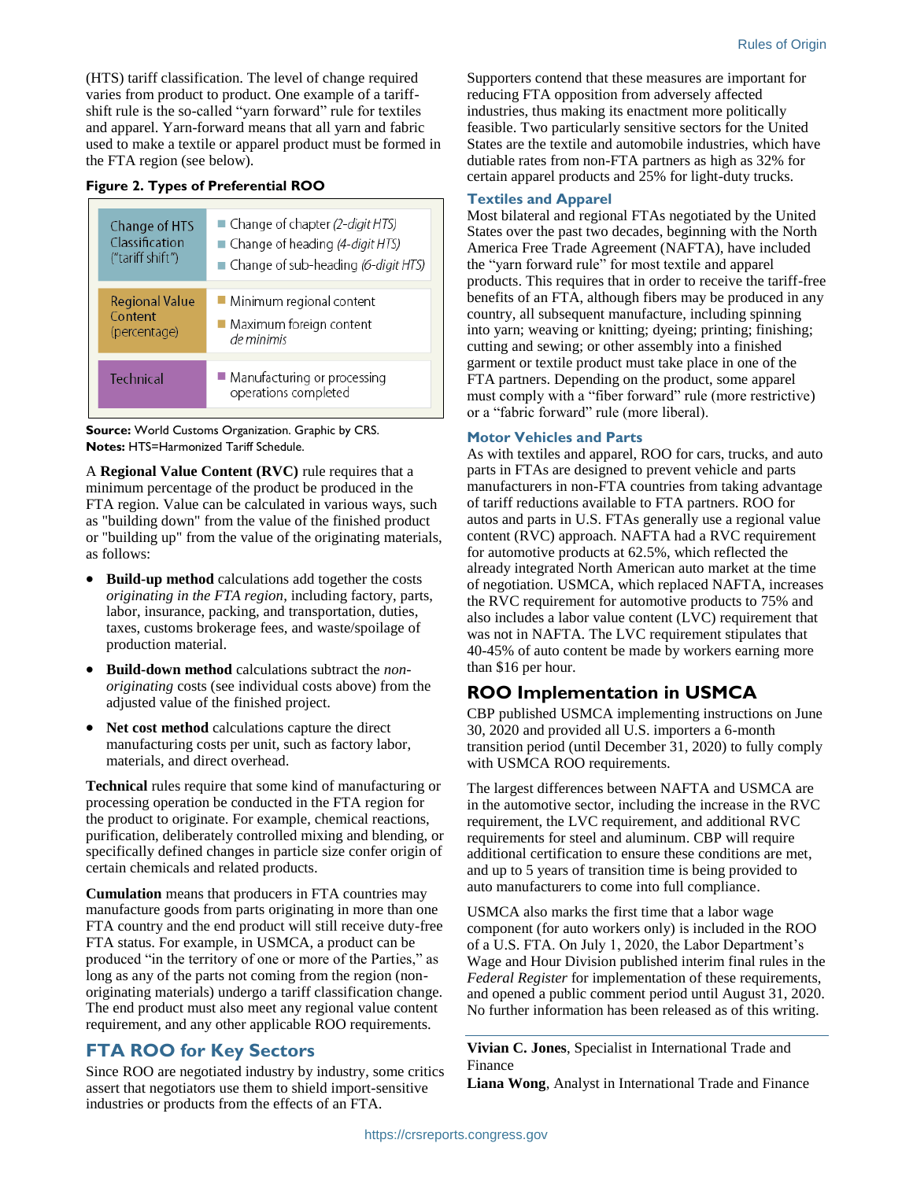(HTS) tariff classification. The level of change required varies from product to product. One example of a tariff-shift rule is the so-called "yarn forward" rule for textiles and apparel. Yarn-forward means that all yarn and fabric used to make a textile or apparel product must be formed in the FTA region (see below).

**Figure 2. Types of Preferential ROO**

| | |
|---|---|
| Change of HTS Classification ("tariff shift") | Change of chapter *(2-digit HTS)*<br>Change of heading *(4-digit HTS)*<br>Change of sub-heading *(6-digit HTS)* |
| Regional Value Content (percentage) | Minimum regional content<br>Maximum foreign content *de minimis* |
| Technical | Manufacturing or processing operations completed |

**Source:** World Customs Organization. Graphic by CRS.
**Notes:** HTS=Harmonized Tariff Schedule.

A **Regional Value Content (RVC)** rule requires that a minimum percentage of the product be produced in the FTA region. Value can be calculated in various ways, such as "building down" from the value of the finished product or "building up" from the value of the originating materials, as follows:

- **Build-up method** calculations add together the costs *originating in the FTA region*, including factory, parts, labor, insurance, packing, and transportation, duties, taxes, customs brokerage fees, and waste/spoilage of production material.
- **Build-down method** calculations subtract the *non-originating* costs (see individual costs above) from the adjusted value of the finished project.
- **Net cost method** calculations capture the direct manufacturing costs per unit, such as factory labor, materials, and direct overhead.

**Technical** rules require that some kind of manufacturing or processing operation be conducted in the FTA region for the product to originate. For example, chemical reactions, purification, deliberately controlled mixing and blending, or specifically defined changes in particle size confer origin of certain chemicals and related products.

**Cumulation** means that producers in FTA countries may manufacture goods from parts originating in more than one FTA country and the end product will still receive duty-free FTA status. For example, in USMCA, a product can be produced "in the territory of one or more of the Parties," as long as any of the parts not coming from the region (non-originating materials) undergo a tariff classification change. The end product must also meet any regional value content requirement, and any other applicable ROO requirements.

## FTA ROO for Key Sectors

Since ROO are negotiated industry by industry, some critics assert that negotiators use them to shield import-sensitive industries or products from the effects of an FTA. Supporters contend that these measures are important for reducing FTA opposition from adversely affected industries, thus making its enactment more politically feasible. Two particularly sensitive sectors for the United States are the textile and automobile industries, which have dutiable rates from non-FTA partners as high as 32% for certain apparel products and 25% for light-duty trucks.

### Textiles and Apparel

Most bilateral and regional FTAs negotiated by the United States over the past two decades, beginning with the North America Free Trade Agreement (NAFTA), have included the "yarn forward rule" for most textile and apparel products. This requires that in order to receive the tariff-free benefits of an FTA, although fibers may be produced in any country, all subsequent manufacture, including spinning into yarn; weaving or knitting; dyeing; printing; finishing; cutting and sewing; or other assembly into a finished garment or textile product must take place in one of the FTA partners. Depending on the product, some apparel must comply with a "fiber forward" rule (more restrictive) or a "fabric forward" rule (more liberal).

### Motor Vehicles and Parts

As with textiles and apparel, ROO for cars, trucks, and auto parts in FTAs are designed to prevent vehicle and parts manufacturers in non-FTA countries from taking advantage of tariff reductions available to FTA partners. ROO for autos and parts in U.S. FTAs generally use a regional value content (RVC) approach. NAFTA had a RVC requirement for automotive products at 62.5%, which reflected the already integrated North American auto market at the time of negotiation. USMCA, which replaced NAFTA, increases the RVC requirement for automotive products to 75% and also includes a labor value content (LVC) requirement that was not in NAFTA. The LVC requirement stipulates that 40-45% of auto content be made by workers earning more than $16 per hour.

## ROO Implementation in USMCA

CBP published USMCA implementing instructions on June 30, 2020 and provided all U.S. importers a 6-month transition period (until December 31, 2020) to fully comply with USMCA ROO requirements.

The largest differences between NAFTA and USMCA are in the automotive sector, including the increase in the RVC requirement, the LVC requirement, and additional RVC requirements for steel and aluminum. CBP will require additional certification to ensure these conditions are met, and up to 5 years of transition time is being provided to auto manufacturers to come into full compliance.

USMCA also marks the first time that a labor wage component (for auto workers only) is included in the ROO of a U.S. FTA. On July 1, 2020, the Labor Department's Wage and Hour Division published interim final rules in the *Federal Register* for implementation of these requirements, and opened a public comment period until August 31, 2020. No further information has been released as of this writing.

---

**Vivian C. Jones**, Specialist in International Trade and Finance

**Liana Wong**, Analyst in International Trade and Finance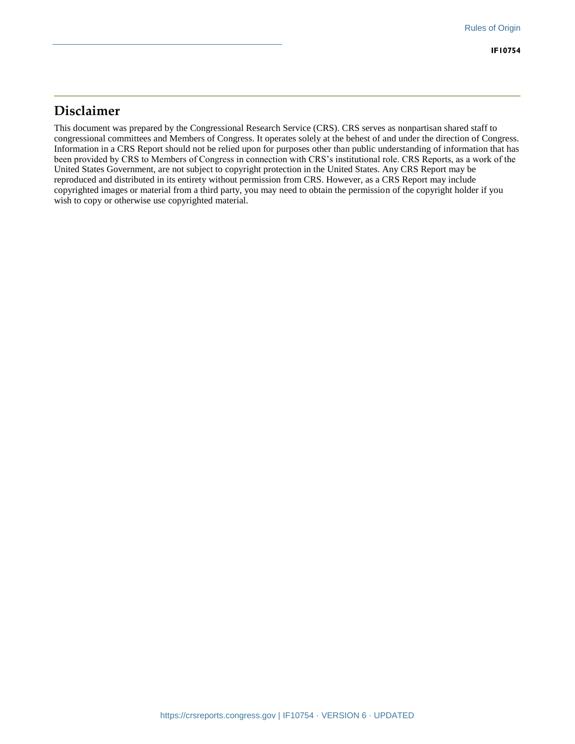## Disclaimer

This document was prepared by the Congressional Research Service (CRS). CRS serves as nonpartisan shared staff to congressional committees and Members of Congress. It operates solely at the behest of and under the direction of Congress. Information in a CRS Report should not be relied upon for purposes other than public understanding of information that has been provided by CRS to Members of Congress in connection with CRS's institutional role. CRS Reports, as a work of the United States Government, are not subject to copyright protection in the United States. Any CRS Report may be reproduced and distributed in its entirety without permission from CRS. However, as a CRS Report may include copyrighted images or material from a third party, you may need to obtain the permission of the copyright holder if you wish to copy or otherwise use copyrighted material.